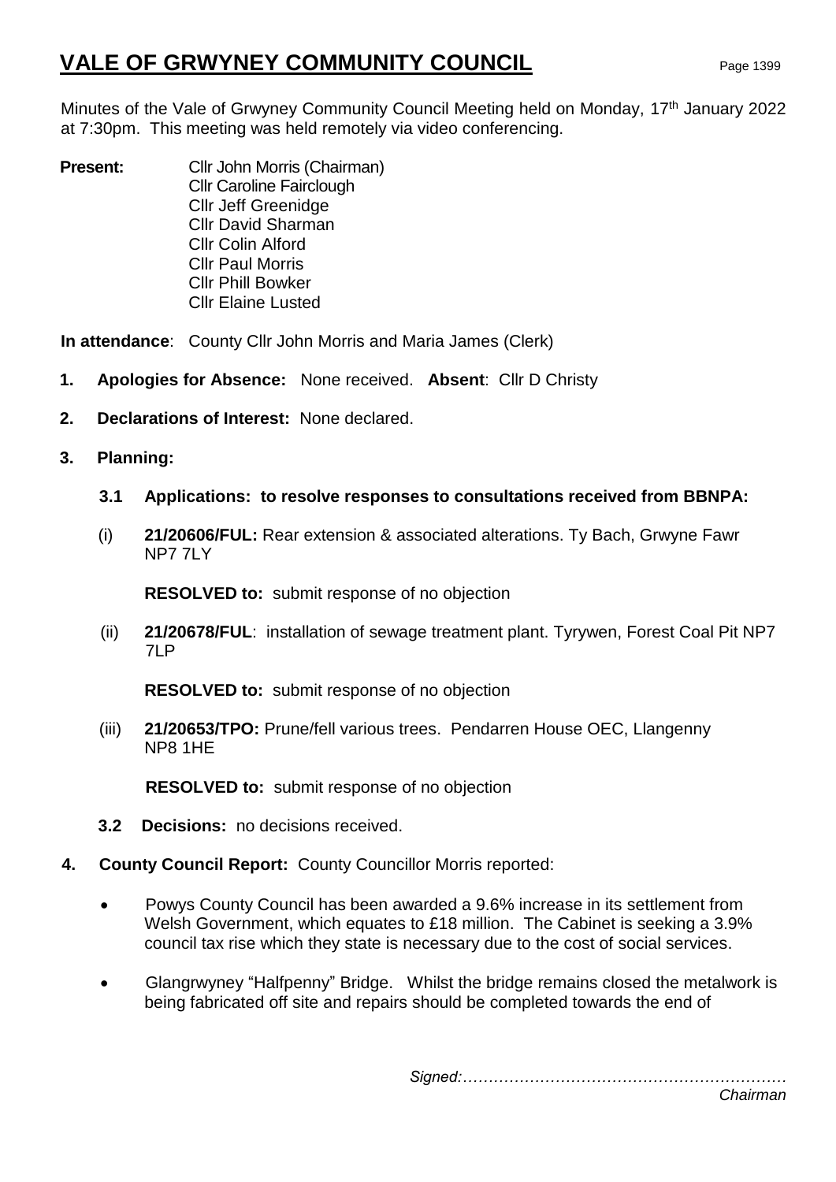# VALE OF GRWYNEY COMMUNITY COUNCIL

Minutes of the Vale of Grwyney Community Council Meeting held on Monday, 17th January 2022 at 7:30pm. This meeting was held remotely via video conferencing.

**Present:** Cllr John Morris (Chairman)
Cllr Caroline Fairclough
Cllr Jeff Greenidge
Cllr David Sharman
Cllr Colin Alford
Cllr Paul Morris
Cllr Phill Bowker
Cllr Elaine Lusted

**In attendance**: County Cllr John Morris and Maria James (Clerk)

**1. Apologies for Absence:** None received. **Absent**: Cllr D Christy

**2. Declarations of Interest:** None declared.

**3. Planning:**

**3.1 Applications: to resolve responses to consultations received from BBNPA:**

(i) **21/20606/FUL:** Rear extension & associated alterations. Ty Bach, Grwyne Fawr NP7 7LY

**RESOLVED to:** submit response of no objection

(ii) **21/20678/FUL**: installation of sewage treatment plant. Tyrywen, Forest Coal Pit NP7 7LP

**RESOLVED to:** submit response of no objection

(iii) **21/20653/TPO:** Prune/fell various trees. Pendarren House OEC, Llangenny NP8 1HE

**RESOLVED to:** submit response of no objection

**3.2 Decisions:** no decisions received.

**4. County Council Report:** County Councillor Morris reported:

- Powys County Council has been awarded a 9.6% increase in its settlement from Welsh Government, which equates to £18 million. The Cabinet is seeking a 3.9% council tax rise which they state is necessary due to the cost of social services.
- Glangrwyney "Halfpenny" Bridge. Whilst the bridge remains closed the metalwork is being fabricated off site and repairs should be completed towards the end of

*Signed:………………………………………………………*
*Chairman*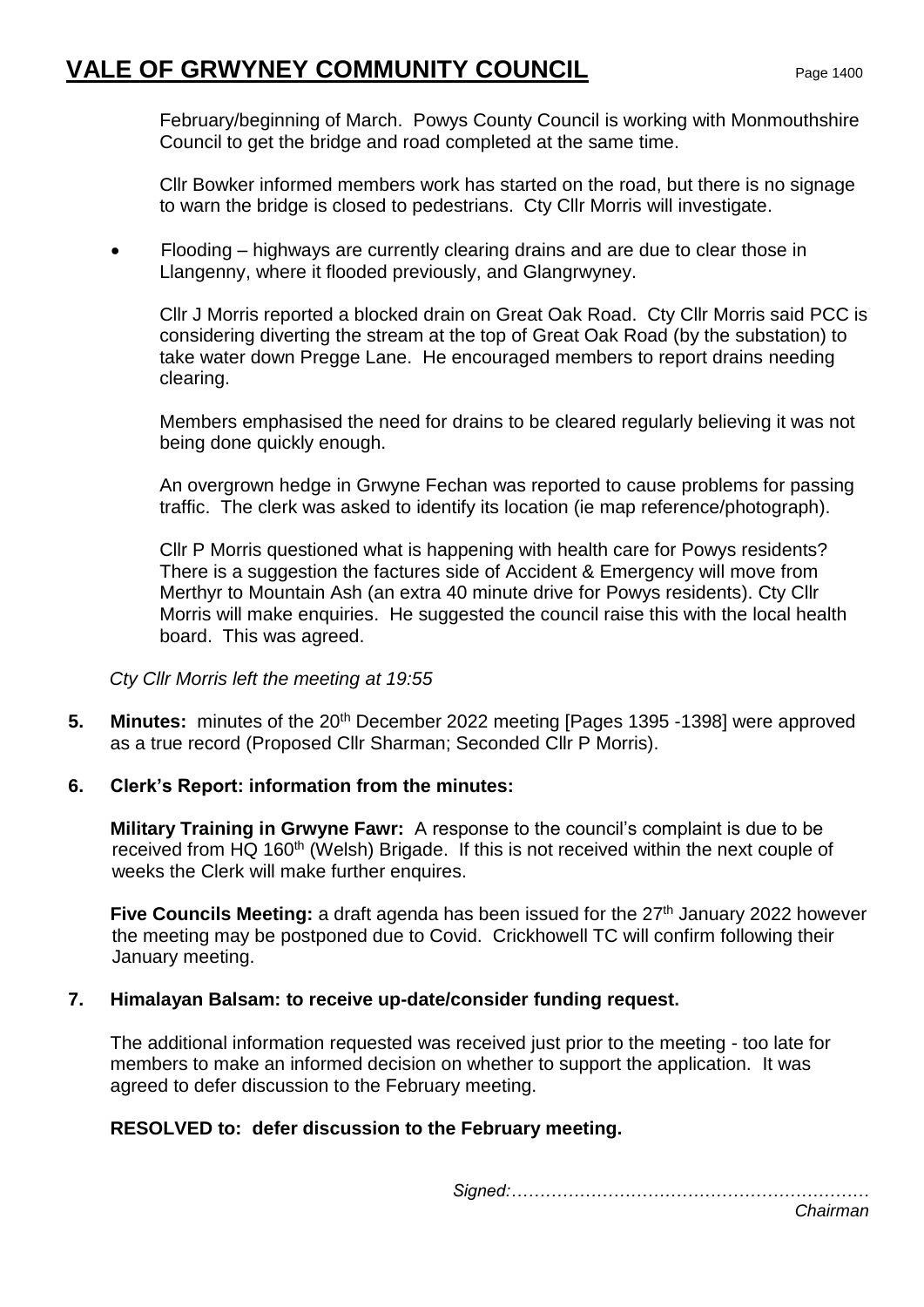February/beginning of March. Powys County Council is working with Monmouthshire Council to get the bridge and road completed at the same time.

Cllr Bowker informed members work has started on the road, but there is no signage to warn the bridge is closed to pedestrians. Cty Cllr Morris will investigate.

- Flooding – highways are currently clearing drains and are due to clear those in Llangenny, where it flooded previously, and Glangrwyney.

  Cllr J Morris reported a blocked drain on Great Oak Road. Cty Cllr Morris said PCC is considering diverting the stream at the top of Great Oak Road (by the substation) to take water down Pregge Lane. He encouraged members to report drains needing clearing.

  Members emphasised the need for drains to be cleared regularly believing it was not being done quickly enough.

  An overgrown hedge in Grwyne Fechan was reported to cause problems for passing traffic. The clerk was asked to identify its location (ie map reference/photograph).

  Cllr P Morris questioned what is happening with health care for Powys residents? There is a suggestion the factures side of Accident & Emergency will move from Merthyr to Mountain Ash (an extra 40 minute drive for Powys residents). Cty Cllr Morris will make enquiries. He suggested the council raise this with the local health board. This was agreed.

*Cty Cllr Morris left the meeting at 19:55*

**5. Minutes:** minutes of the 20th December 2022 meeting [Pages 1395 -1398] were approved as a true record (Proposed Cllr Sharman; Seconded Cllr P Morris).

**6. Clerk's Report: information from the minutes:**

**Military Training in Grwyne Fawr:** A response to the council's complaint is due to be received from HQ 160th (Welsh) Brigade. If this is not received within the next couple of weeks the Clerk will make further enquires.

**Five Councils Meeting:** a draft agenda has been issued for the 27th January 2022 however the meeting may be postponed due to Covid. Crickhowell TC will confirm following their January meeting.

**7. Himalayan Balsam: to receive up-date/consider funding request.**

The additional information requested was received just prior to the meeting - too late for members to make an informed decision on whether to support the application. It was agreed to defer discussion to the February meeting.

**RESOLVED to: defer discussion to the February meeting.**

*Signed:………………………………………………………*
*Chairman*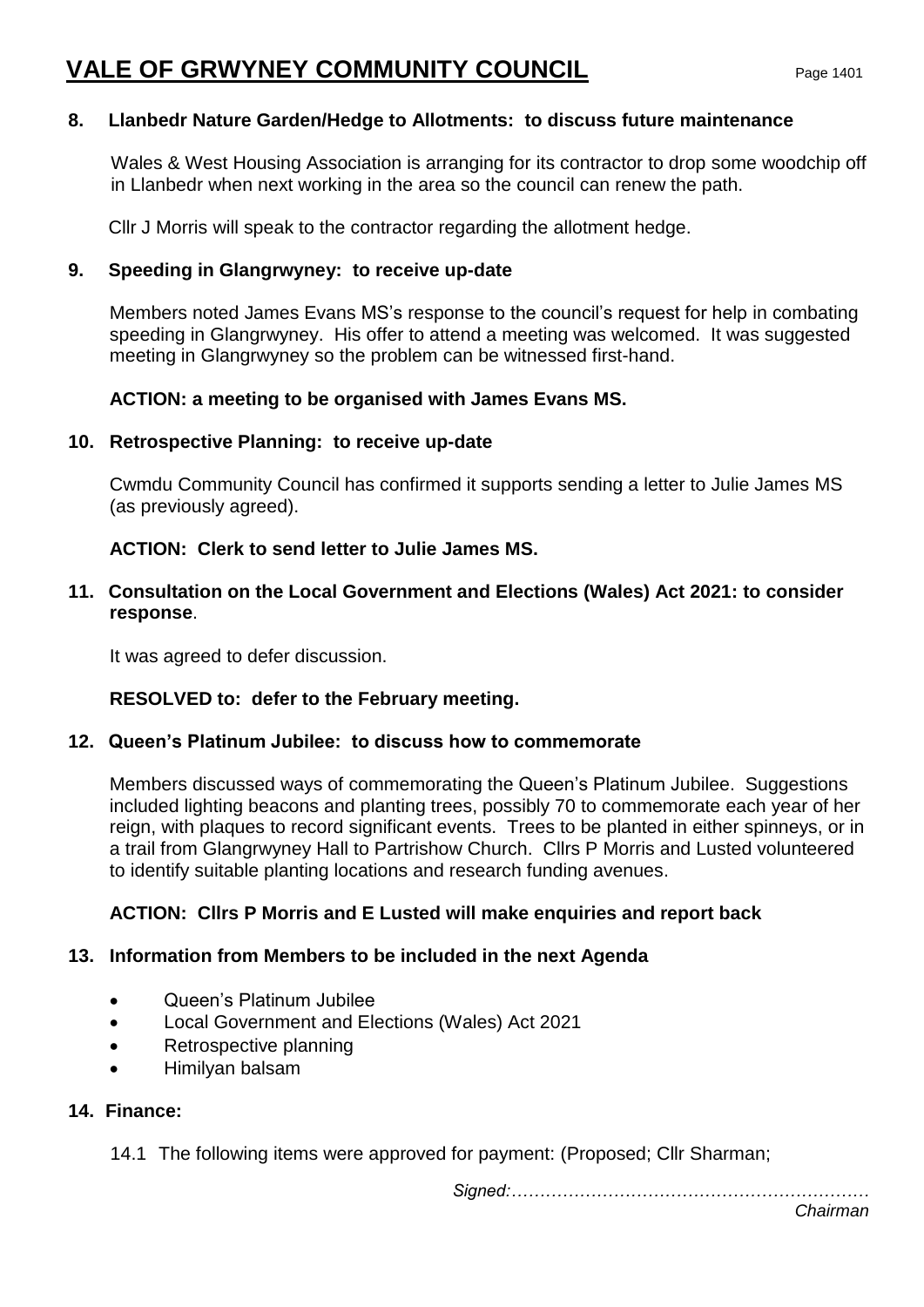# VALE OF GRWYNEY COMMUNITY COUNCIL

**8. Llanbedr Nature Garden/Hedge to Allotments: to discuss future maintenance**

Wales & West Housing Association is arranging for its contractor to drop some woodchip off in Llanbedr when next working in the area so the council can renew the path.

Cllr J Morris will speak to the contractor regarding the allotment hedge.

**9. Speeding in Glangrwyney: to receive up-date**

Members noted James Evans MS's response to the council's request for help in combating speeding in Glangrwyney. His offer to attend a meeting was welcomed. It was suggested meeting in Glangrwyney so the problem can be witnessed first-hand.

**ACTION: a meeting to be organised with James Evans MS.**

**10. Retrospective Planning: to receive up-date**

Cwmdu Community Council has confirmed it supports sending a letter to Julie James MS (as previously agreed).

**ACTION: Clerk to send letter to Julie James MS.**

**11. Consultation on the Local Government and Elections (Wales) Act 2021: to consider response**.

It was agreed to defer discussion.

**RESOLVED to: defer to the February meeting.**

**12. Queen's Platinum Jubilee: to discuss how to commemorate**

Members discussed ways of commemorating the Queen's Platinum Jubilee. Suggestions included lighting beacons and planting trees, possibly 70 to commemorate each year of her reign, with plaques to record significant events. Trees to be planted in either spinneys, or in a trail from Glangrwyney Hall to Partrishow Church. Cllrs P Morris and Lusted volunteered to identify suitable planting locations and research funding avenues.

**ACTION: Cllrs P Morris and E Lusted will make enquiries and report back**

**13. Information from Members to be included in the next Agenda**

- Queen's Platinum Jubilee
- Local Government and Elections (Wales) Act 2021
- Retrospective planning
- Himilyan balsam

**14. Finance:**

14.1 The following items were approved for payment: (Proposed; Cllr Sharman;

*Signed:………………………………………………………*
*Chairman*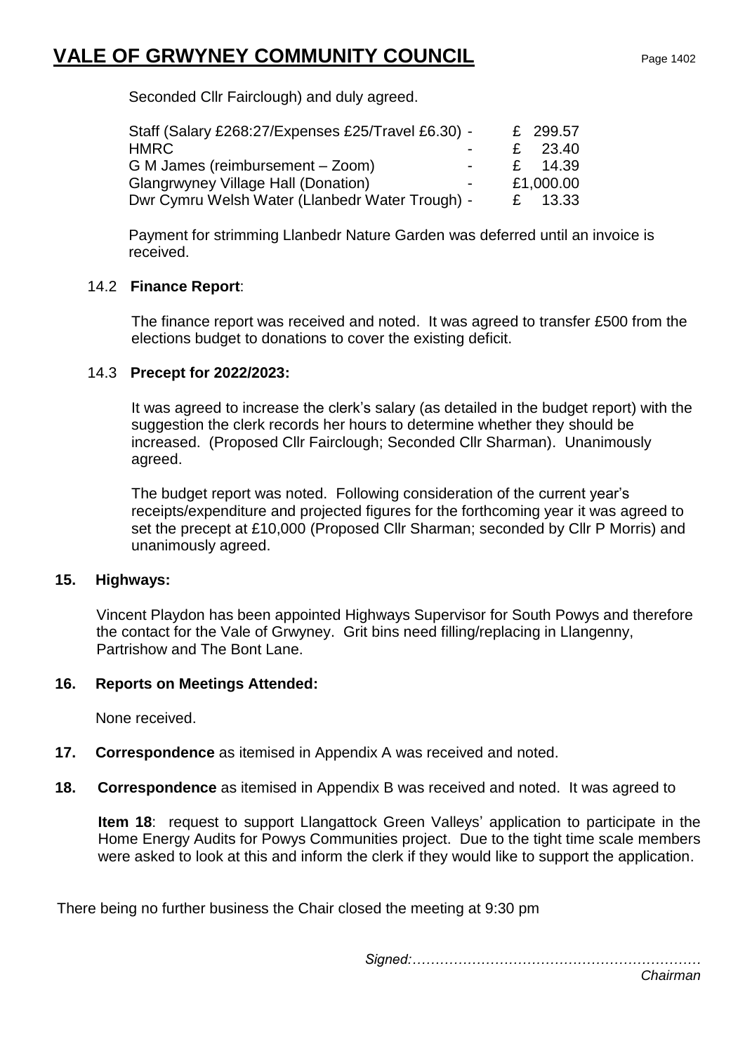Seconded Cllr Fairclough) and duly agreed.

| | | |
|---|---|---|
| Staff (Salary £268:27/Expenses £25/Travel £6.30) | - | £ 299.57 |
| HMRC | - | £ 23.40 |
| G M James (reimbursement – Zoom) | - | £ 14.39 |
| Glangrwyney Village Hall (Donation) | - | £1,000.00 |
| Dwr Cymru Welsh Water (Llanbedr Water Trough) | - | £ 13.33 |

Payment for strimming Llanbedr Nature Garden was deferred until an invoice is received.

14.2 **Finance Report**:

The finance report was received and noted. It was agreed to transfer £500 from the elections budget to donations to cover the existing deficit.

14.3 **Precept for 2022/2023:**

It was agreed to increase the clerk's salary (as detailed in the budget report) with the suggestion the clerk records her hours to determine whether they should be increased. (Proposed Cllr Fairclough; Seconded Cllr Sharman). Unanimously agreed.

The budget report was noted. Following consideration of the current year's receipts/expenditure and projected figures for the forthcoming year it was agreed to set the precept at £10,000 (Proposed Cllr Sharman; seconded by Cllr P Morris) and unanimously agreed.

**15. Highways:**

Vincent Playdon has been appointed Highways Supervisor for South Powys and therefore the contact for the Vale of Grwyney. Grit bins need filling/replacing in Llangenny, Partrishow and The Bont Lane.

**16. Reports on Meetings Attended:**

None received.

**17. Correspondence** as itemised in Appendix A was received and noted.

**18. Correspondence** as itemised in Appendix B was received and noted. It was agreed to

**Item 18**: request to support Llangattock Green Valleys' application to participate in the Home Energy Audits for Powys Communities project. Due to the tight time scale members were asked to look at this and inform the clerk if they would like to support the application.

There being no further business the Chair closed the meeting at 9:30 pm

*Signed:………………………………………………………*
*Chairman*